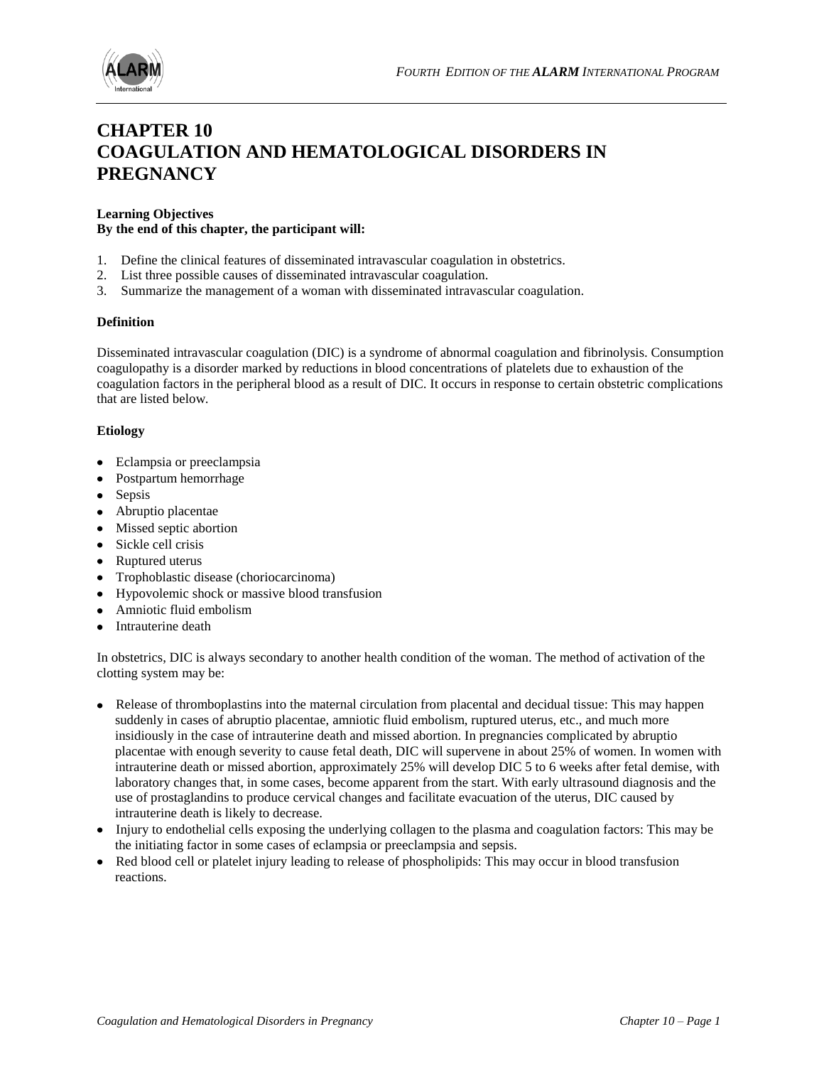# CHAPTER 10
# COAGULATION AND HEMATOLOGICAL DISORDERS IN PREGNANCY

**Learning Objectives**
**By the end of this chapter, the participant will:**

1. Define the clinical features of disseminated intravascular coagulation in obstetrics.
2. List three possible causes of disseminated intravascular coagulation.
3. Summarize the management of a woman with disseminated intravascular coagulation.

**Definition**

Disseminated intravascular coagulation (DIC) is a syndrome of abnormal coagulation and fibrinolysis. Consumption coagulopathy is a disorder marked by reductions in blood concentrations of platelets due to exhaustion of the coagulation factors in the peripheral blood as a result of DIC. It occurs in response to certain obstetric complications that are listed below.

**Etiology**

- Eclampsia or preeclampsia
- Postpartum hemorrhage
- Sepsis
- Abruptio placentae
- Missed septic abortion
- Sickle cell crisis
- Ruptured uterus
- Trophoblastic disease (choriocarcinoma)
- Hypovolemic shock or massive blood transfusion
- Amniotic fluid embolism
- Intrauterine death

In obstetrics, DIC is always secondary to another health condition of the woman. The method of activation of the clotting system may be:

- Release of thromboplastins into the maternal circulation from placental and decidual tissue: This may happen suddenly in cases of abruptio placentae, amniotic fluid embolism, ruptured uterus, etc., and much more insidiously in the case of intrauterine death and missed abortion. In pregnancies complicated by abruptio placentae with enough severity to cause fetal death, DIC will supervene in about 25% of women. In women with intrauterine death or missed abortion, approximately 25% will develop DIC 5 to 6 weeks after fetal demise, with laboratory changes that, in some cases, become apparent from the start. With early ultrasound diagnosis and the use of prostaglandins to produce cervical changes and facilitate evacuation of the uterus, DIC caused by intrauterine death is likely to decrease.
- Injury to endothelial cells exposing the underlying collagen to the plasma and coagulation factors: This may be the initiating factor in some cases of eclampsia or preeclampsia and sepsis.
- Red blood cell or platelet injury leading to release of phospholipids: This may occur in blood transfusion reactions.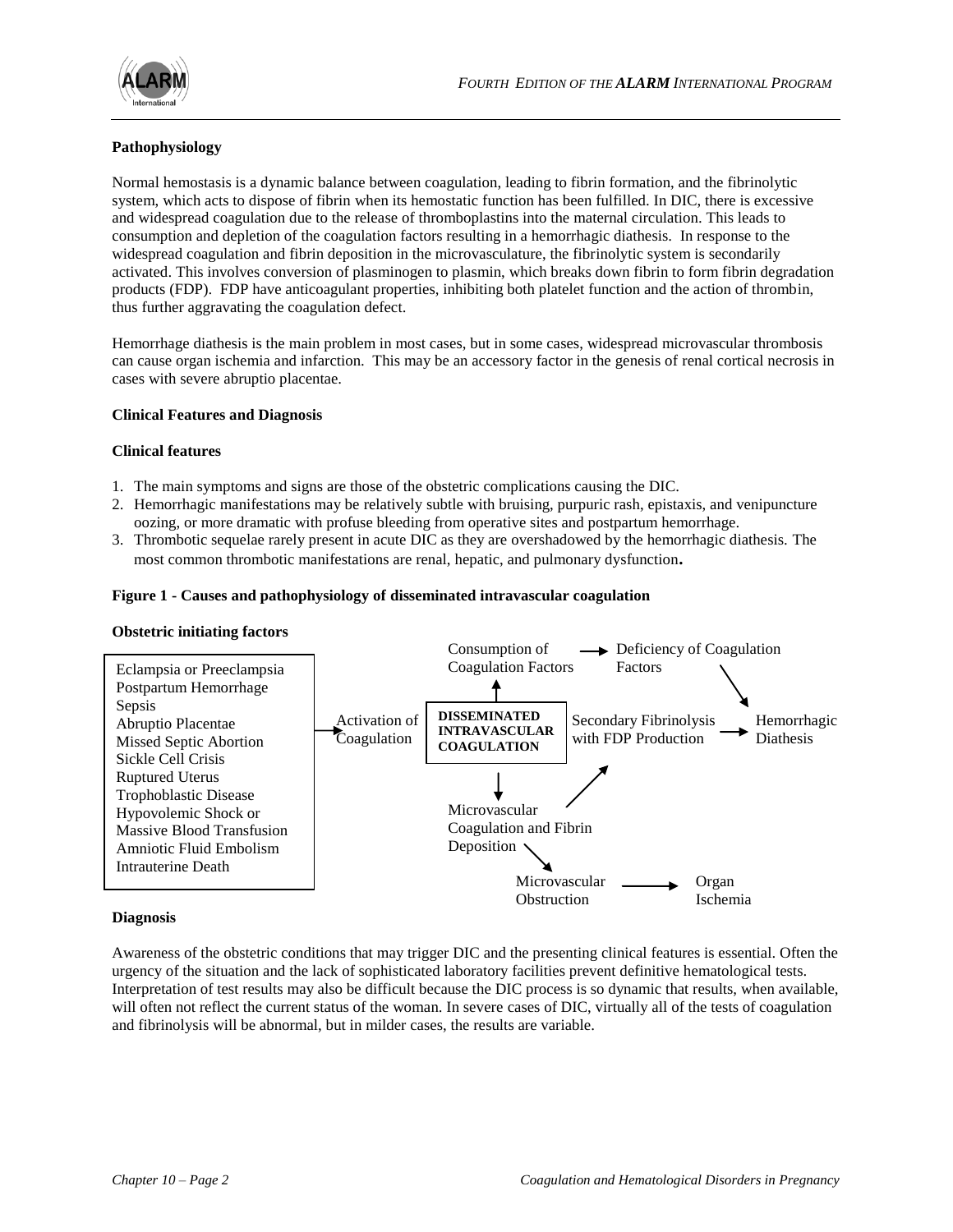## Pathophysiology

Normal hemostasis is a dynamic balance between coagulation, leading to fibrin formation, and the fibrinolytic system, which acts to dispose of fibrin when its hemostatic function has been fulfilled. In DIC, there is excessive and widespread coagulation due to the release of thromboplastins into the maternal circulation. This leads to consumption and depletion of the coagulation factors resulting in a hemorrhagic diathesis. In response to the widespread coagulation and fibrin deposition in the microvasculature, the fibrinolytic system is secondarily activated. This involves conversion of plasminogen to plasmin, which breaks down fibrin to form fibrin degradation products (FDP). FDP have anticoagulant properties, inhibiting both platelet function and the action of thrombin, thus further aggravating the coagulation defect.

Hemorrhage diathesis is the main problem in most cases, but in some cases, widespread microvascular thrombosis can cause organ ischemia and infarction. This may be an accessory factor in the genesis of renal cortical necrosis in cases with severe abruptio placentae.

## Clinical Features and Diagnosis

### Clinical features

1. The main symptoms and signs are those of the obstetric complications causing the DIC.
2. Hemorrhagic manifestations may be relatively subtle with bruising, purpuric rash, epistaxis, and venipuncture oozing, or more dramatic with profuse bleeding from operative sites and postpartum hemorrhage.
3. Thrombotic sequelae rarely present in acute DIC as they are overshadowed by the hemorrhagic diathesis. The most common thrombotic manifestations are renal, hepatic, and pulmonary dysfunction**.**

**Figure 1 - Causes and pathophysiology of disseminated intravascular coagulation**

**Obstetric initiating factors**

- Eclampsia or Preeclampsia
- Postpartum Hemorrhage
- Sepsis
- Abruptio Placentae
- Missed Septic Abortion
- Sickle Cell Crisis
- Ruptured Uterus
- Trophoblastic Disease
- Hypovolemic Shock or Massive Blood Transfusion
- Amniotic Fluid Embolism
- Intrauterine Death

→ Activation of Coagulation → **DISSEMINATED INTRAVASCULAR COAGULATION**

- DISSEMINATED INTRAVASCULAR COAGULATION → Consumption of Coagulation Factors → Deficiency of Coagulation Factors → Hemorrhagic Diathesis
- DISSEMINATED INTRAVASCULAR COAGULATION → Microvascular Coagulation and Fibrin Deposition → Secondary Fibrinolysis with FDP Production → Hemorrhagic Diathesis
- Microvascular Coagulation and Fibrin Deposition → Microvascular Obstruction → Organ Ischemia

### Diagnosis

Awareness of the obstetric conditions that may trigger DIC and the presenting clinical features is essential. Often the urgency of the situation and the lack of sophisticated laboratory facilities prevent definitive hematological tests. Interpretation of test results may also be difficult because the DIC process is so dynamic that results, when available, will often not reflect the current status of the woman. In severe cases of DIC, virtually all of the tests of coagulation and fibrinolysis will be abnormal, but in milder cases, the results are variable.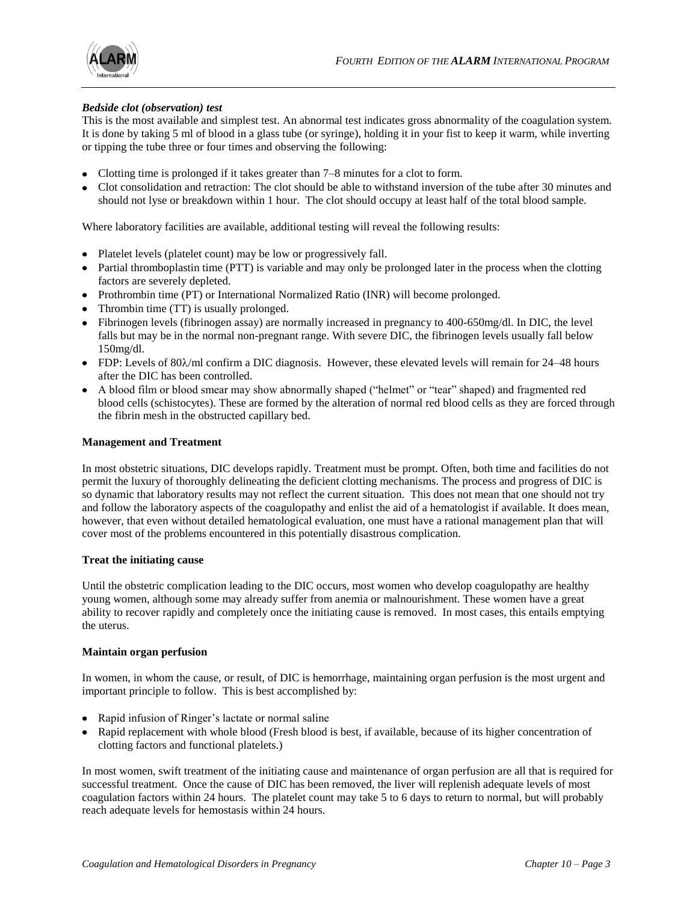***Bedside clot (observation) test***

This is the most available and simplest test. An abnormal test indicates gross abnormality of the coagulation system. It is done by taking 5 ml of blood in a glass tube (or syringe), holding it in your fist to keep it warm, while inverting or tipping the tube three or four times and observing the following:

- Clotting time is prolonged if it takes greater than 7–8 minutes for a clot to form.
- Clot consolidation and retraction: The clot should be able to withstand inversion of the tube after 30 minutes and should not lyse or breakdown within 1 hour. The clot should occupy at least half of the total blood sample.

Where laboratory facilities are available, additional testing will reveal the following results:

- Platelet levels (platelet count) may be low or progressively fall.
- Partial thromboplastin time (PTT) is variable and may only be prolonged later in the process when the clotting factors are severely depleted.
- Prothrombin time (PT) or International Normalized Ratio (INR) will become prolonged.
- Thrombin time (TT) is usually prolonged.
- Fibrinogen levels (fibrinogen assay) are normally increased in pregnancy to 400-650mg/dl. In DIC, the level falls but may be in the normal non-pregnant range. With severe DIC, the fibrinogen levels usually fall below 150mg/dl.
- FDP: Levels of 80λ/ml confirm a DIC diagnosis. However, these elevated levels will remain for 24–48 hours after the DIC has been controlled.
- A blood film or blood smear may show abnormally shaped ("helmet" or "tear" shaped) and fragmented red blood cells (schistocytes). These are formed by the alteration of normal red blood cells as they are forced through the fibrin mesh in the obstructed capillary bed.

**Management and Treatment**

In most obstetric situations, DIC develops rapidly. Treatment must be prompt. Often, both time and facilities do not permit the luxury of thoroughly delineating the deficient clotting mechanisms. The process and progress of DIC is so dynamic that laboratory results may not reflect the current situation. This does not mean that one should not try and follow the laboratory aspects of the coagulopathy and enlist the aid of a hematologist if available. It does mean, however, that even without detailed hematological evaluation, one must have a rational management plan that will cover most of the problems encountered in this potentially disastrous complication.

**Treat the initiating cause**

Until the obstetric complication leading to the DIC occurs, most women who develop coagulopathy are healthy young women, although some may already suffer from anemia or malnourishment. These women have a great ability to recover rapidly and completely once the initiating cause is removed. In most cases, this entails emptying the uterus.

**Maintain organ perfusion**

In women, in whom the cause, or result, of DIC is hemorrhage, maintaining organ perfusion is the most urgent and important principle to follow. This is best accomplished by:

- Rapid infusion of Ringer's lactate or normal saline
- Rapid replacement with whole blood (Fresh blood is best, if available, because of its higher concentration of clotting factors and functional platelets.)

In most women, swift treatment of the initiating cause and maintenance of organ perfusion are all that is required for successful treatment. Once the cause of DIC has been removed, the liver will replenish adequate levels of most coagulation factors within 24 hours. The platelet count may take 5 to 6 days to return to normal, but will probably reach adequate levels for hemostasis within 24 hours.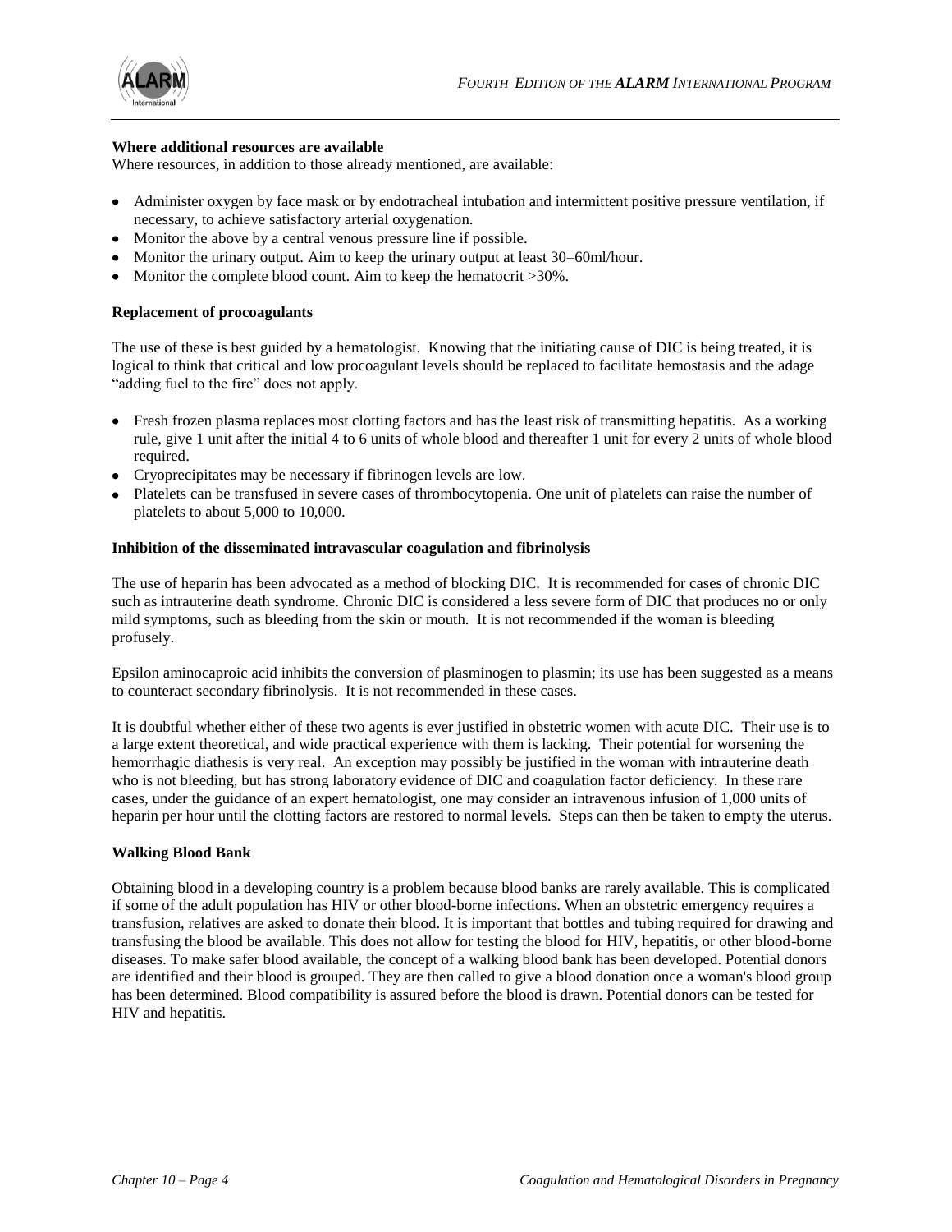#### Where additional resources are available

Where resources, in addition to those already mentioned, are available:

- Administer oxygen by face mask or by endotracheal intubation and intermittent positive pressure ventilation, if necessary, to achieve satisfactory arterial oxygenation.
- Monitor the above by a central venous pressure line if possible.
- Monitor the urinary output. Aim to keep the urinary output at least 30–60ml/hour.
- Monitor the complete blood count. Aim to keep the hematocrit >30%.

#### Replacement of procoagulants

The use of these is best guided by a hematologist. Knowing that the initiating cause of DIC is being treated, it is logical to think that critical and low procoagulant levels should be replaced to facilitate hemostasis and the adage "adding fuel to the fire" does not apply.

- Fresh frozen plasma replaces most clotting factors and has the least risk of transmitting hepatitis. As a working rule, give 1 unit after the initial 4 to 6 units of whole blood and thereafter 1 unit for every 2 units of whole blood required.
- Cryoprecipitates may be necessary if fibrinogen levels are low.
- Platelets can be transfused in severe cases of thrombocytopenia. One unit of platelets can raise the number of platelets to about 5,000 to 10,000.

#### Inhibition of the disseminated intravascular coagulation and fibrinolysis

The use of heparin has been advocated as a method of blocking DIC. It is recommended for cases of chronic DIC such as intrauterine death syndrome. Chronic DIC is considered a less severe form of DIC that produces no or only mild symptoms, such as bleeding from the skin or mouth. It is not recommended if the woman is bleeding profusely.

Epsilon aminocaproic acid inhibits the conversion of plasminogen to plasmin; its use has been suggested as a means to counteract secondary fibrinolysis. It is not recommended in these cases.

It is doubtful whether either of these two agents is ever justified in obstetric women with acute DIC. Their use is to a large extent theoretical, and wide practical experience with them is lacking. Their potential for worsening the hemorrhagic diathesis is very real. An exception may possibly be justified in the woman with intrauterine death who is not bleeding, but has strong laboratory evidence of DIC and coagulation factor deficiency. In these rare cases, under the guidance of an expert hematologist, one may consider an intravenous infusion of 1,000 units of heparin per hour until the clotting factors are restored to normal levels. Steps can then be taken to empty the uterus.

#### Walking Blood Bank

Obtaining blood in a developing country is a problem because blood banks are rarely available. This is complicated if some of the adult population has HIV or other blood-borne infections. When an obstetric emergency requires a transfusion, relatives are asked to donate their blood. It is important that bottles and tubing required for drawing and transfusing the blood be available. This does not allow for testing the blood for HIV, hepatitis, or other blood-borne diseases. To make safer blood available, the concept of a walking blood bank has been developed. Potential donors are identified and their blood is grouped. They are then called to give a blood donation once a woman's blood group has been determined. Blood compatibility is assured before the blood is drawn. Potential donors can be tested for HIV and hepatitis.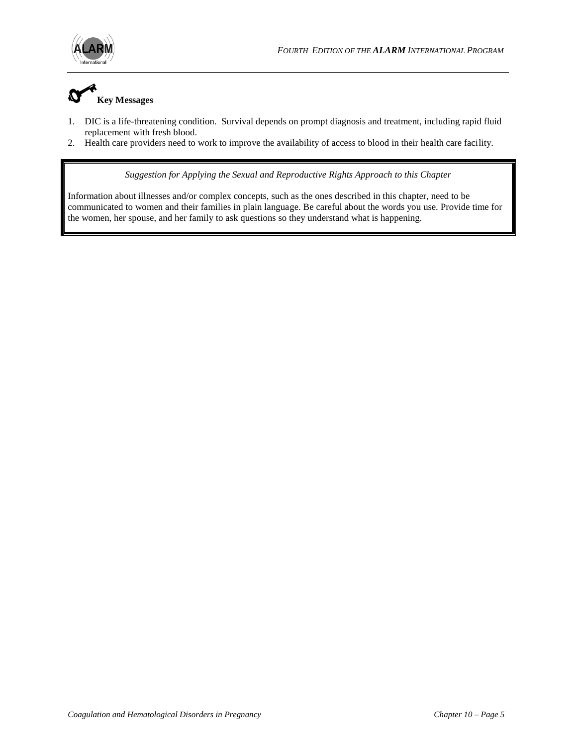## Key Messages

1. DIC is a life-threatening condition. Survival depends on prompt diagnosis and treatment, including rapid fluid replacement with fresh blood.
2. Health care providers need to work to improve the availability of access to blood in their health care facility.

*Suggestion for Applying the Sexual and Reproductive Rights Approach to this Chapter*

Information about illnesses and/or complex concepts, such as the ones described in this chapter, need to be communicated to women and their families in plain language. Be careful about the words you use. Provide time for the women, her spouse, and her family to ask questions so they understand what is happening.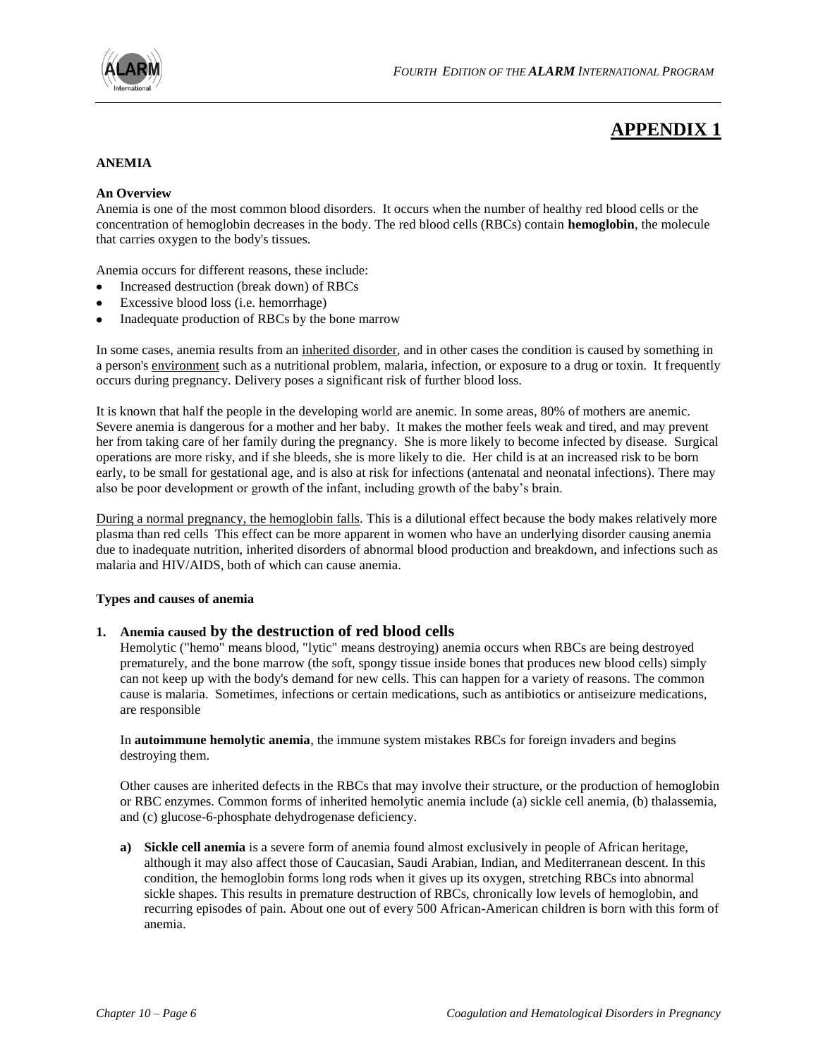# APPENDIX 1

**ANEMIA**

**An Overview**

Anemia is one of the most common blood disorders. It occurs when the number of healthy red blood cells or the concentration of hemoglobin decreases in the body. The red blood cells (RBCs) contain **hemoglobin**, the molecule that carries oxygen to the body's tissues.

Anemia occurs for different reasons, these include:

- Increased destruction (break down) of RBCs
- Excessive blood loss (i.e. hemorrhage)
- Inadequate production of RBCs by the bone marrow

In some cases, anemia results from an inherited disorder, and in other cases the condition is caused by something in a person's environment such as a nutritional problem, malaria, infection, or exposure to a drug or toxin. It frequently occurs during pregnancy. Delivery poses a significant risk of further blood loss.

It is known that half the people in the developing world are anemic. In some areas, 80% of mothers are anemic. Severe anemia is dangerous for a mother and her baby. It makes the mother feels weak and tired, and may prevent her from taking care of her family during the pregnancy. She is more likely to become infected by disease. Surgical operations are more risky, and if she bleeds, she is more likely to die. Her child is at an increased risk to be born early, to be small for gestational age, and is also at risk for infections (antenatal and neonatal infections). There may also be poor development or growth of the infant, including growth of the baby's brain.

During a normal pregnancy, the hemoglobin falls. This is a dilutional effect because the body makes relatively more plasma than red cells This effect can be more apparent in women who have an underlying disorder causing anemia due to inadequate nutrition, inherited disorders of abnormal blood production and breakdown, and infections such as malaria and HIV/AIDS, both of which can cause anemia.

**Types and causes of anemia**

1. **Anemia caused by the destruction of red blood cells**

   Hemolytic ("hemo" means blood, "lytic" means destroying) anemia occurs when RBCs are being destroyed prematurely, and the bone marrow (the soft, spongy tissue inside bones that produces new blood cells) simply can not keep up with the body's demand for new cells. This can happen for a variety of reasons. The common cause is malaria. Sometimes, infections or certain medications, such as antibiotics or antiseizure medications, are responsible

   In **autoimmune hemolytic anemia**, the immune system mistakes RBCs for foreign invaders and begins destroying them.

   Other causes are inherited defects in the RBCs that may involve their structure, or the production of hemoglobin or RBC enzymes. Common forms of inherited hemolytic anemia include (a) sickle cell anemia, (b) thalassemia, and (c) glucose-6-phosphate dehydrogenase deficiency.

   a) **Sickle cell anemia** is a severe form of anemia found almost exclusively in people of African heritage, although it may also affect those of Caucasian, Saudi Arabian, Indian, and Mediterranean descent. In this condition, the hemoglobin forms long rods when it gives up its oxygen, stretching RBCs into abnormal sickle shapes. This results in premature destruction of RBCs, chronically low levels of hemoglobin, and recurring episodes of pain. About one out of every 500 African-American children is born with this form of anemia.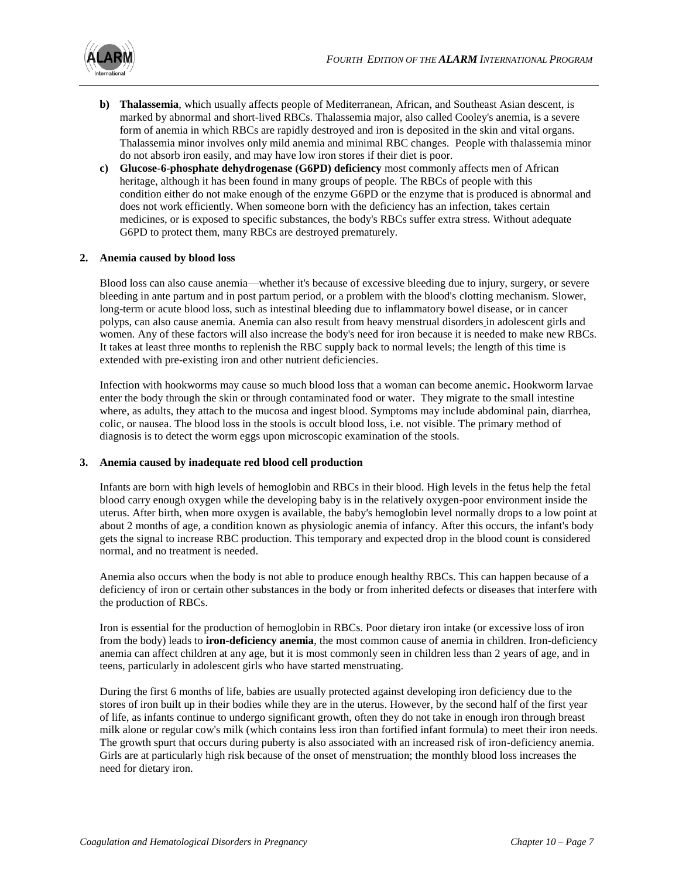b) **Thalassemia**, which usually affects people of Mediterranean, African, and Southeast Asian descent, is marked by abnormal and short-lived RBCs. Thalassemia major, also called Cooley's anemia, is a severe form of anemia in which RBCs are rapidly destroyed and iron is deposited in the skin and vital organs. Thalassemia minor involves only mild anemia and minimal RBC changes. People with thalassemia minor do not absorb iron easily, and may have low iron stores if their diet is poor.

c) **Glucose-6-phosphate dehydrogenase (G6PD) deficiency** most commonly affects men of African heritage, although it has been found in many groups of people. The RBCs of people with this condition either do not make enough of the enzyme G6PD or the enzyme that is produced is abnormal and does not work efficiently. When someone born with the deficiency has an infection, takes certain medicines, or is exposed to specific substances, the body's RBCs suffer extra stress. Without adequate G6PD to protect them, many RBCs are destroyed prematurely.

**2. Anemia caused by blood loss**

Blood loss can also cause anemia—whether it's because of excessive bleeding due to injury, surgery, or severe bleeding in ante partum and in post partum period, or a problem with the blood's clotting mechanism. Slower, long-term or acute blood loss, such as intestinal bleeding due to inflammatory bowel disease, or in cancer polyps, can also cause anemia. Anemia can also result from heavy menstrual disorders in adolescent girls and women. Any of these factors will also increase the body's need for iron because it is needed to make new RBCs. It takes at least three months to replenish the RBC supply back to normal levels; the length of this time is extended with pre-existing iron and other nutrient deficiencies.

Infection with hookworms may cause so much blood loss that a woman can become anemic**.** Hookworm larvae enter the body through the skin or through contaminated food or water. They migrate to the small intestine where, as adults, they attach to the mucosa and ingest blood. Symptoms may include abdominal pain, diarrhea, colic, or nausea. The blood loss in the stools is occult blood loss, i.e. not visible. The primary method of diagnosis is to detect the worm eggs upon microscopic examination of the stools.

**3. Anemia caused by inadequate red blood cell production**

Infants are born with high levels of hemoglobin and RBCs in their blood. High levels in the fetus help the fetal blood carry enough oxygen while the developing baby is in the relatively oxygen-poor environment inside the uterus. After birth, when more oxygen is available, the baby's hemoglobin level normally drops to a low point at about 2 months of age, a condition known as physiologic anemia of infancy. After this occurs, the infant's body gets the signal to increase RBC production. This temporary and expected drop in the blood count is considered normal, and no treatment is needed.

Anemia also occurs when the body is not able to produce enough healthy RBCs. This can happen because of a deficiency of iron or certain other substances in the body or from inherited defects or diseases that interfere with the production of RBCs.

Iron is essential for the production of hemoglobin in RBCs. Poor dietary iron intake (or excessive loss of iron from the body) leads to **iron-deficiency anemia**, the most common cause of anemia in children. Iron-deficiency anemia can affect children at any age, but it is most commonly seen in children less than 2 years of age, and in teens, particularly in adolescent girls who have started menstruating.

During the first 6 months of life, babies are usually protected against developing iron deficiency due to the stores of iron built up in their bodies while they are in the uterus. However, by the second half of the first year of life, as infants continue to undergo significant growth, often they do not take in enough iron through breast milk alone or regular cow's milk (which contains less iron than fortified infant formula) to meet their iron needs. The growth spurt that occurs during puberty is also associated with an increased risk of iron-deficiency anemia. Girls are at particularly high risk because of the onset of menstruation; the monthly blood loss increases the need for dietary iron.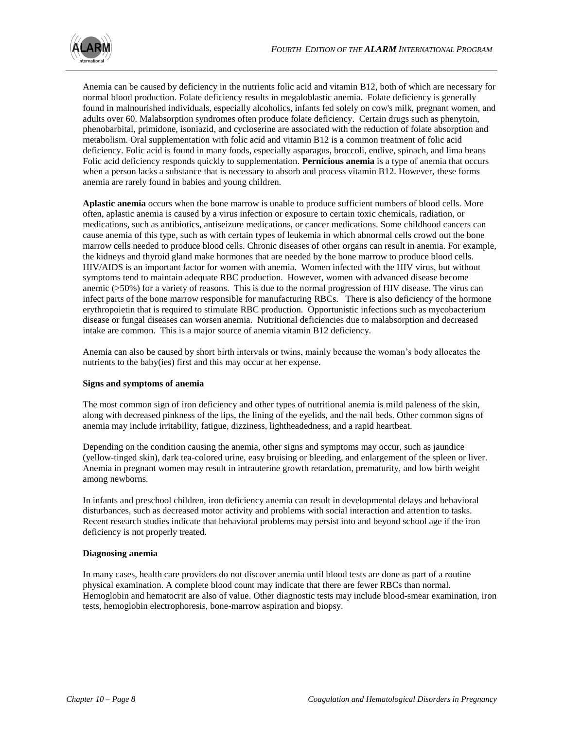Anemia can be caused by deficiency in the nutrients folic acid and vitamin B12, both of which are necessary for normal blood production. Folate deficiency results in megaloblastic anemia. Folate deficiency is generally found in malnourished individuals, especially alcoholics, infants fed solely on cow's milk, pregnant women, and adults over 60. Malabsorption syndromes often produce folate deficiency. Certain drugs such as phenytoin, phenobarbital, primidone, isoniazid, and cycloserine are associated with the reduction of folate absorption and metabolism. Oral supplementation with folic acid and vitamin B12 is a common treatment of folic acid deficiency. Folic acid is found in many foods, especially asparagus, broccoli, endive, spinach, and lima beans Folic acid deficiency responds quickly to supplementation. **Pernicious anemia** is a type of anemia that occurs when a person lacks a substance that is necessary to absorb and process vitamin B12. However, these forms anemia are rarely found in babies and young children.

**Aplastic anemia** occurs when the bone marrow is unable to produce sufficient numbers of blood cells. More often, aplastic anemia is caused by a virus infection or exposure to certain toxic chemicals, radiation, or medications, such as antibiotics, antiseizure medications, or cancer medications. Some childhood cancers can cause anemia of this type, such as with certain types of leukemia in which abnormal cells crowd out the bone marrow cells needed to produce blood cells. Chronic diseases of other organs can result in anemia. For example, the kidneys and thyroid gland make hormones that are needed by the bone marrow to produce blood cells. HIV/AIDS is an important factor for women with anemia. Women infected with the HIV virus, but without symptoms tend to maintain adequate RBC production. However, women with advanced disease become anemic (>50%) for a variety of reasons. This is due to the normal progression of HIV disease. The virus can infect parts of the bone marrow responsible for manufacturing RBCs. There is also deficiency of the hormone erythropoietin that is required to stimulate RBC production. Opportunistic infections such as mycobacterium disease or fungal diseases can worsen anemia. Nutritional deficiencies due to malabsorption and decreased intake are common. This is a major source of anemia vitamin B12 deficiency.

Anemia can also be caused by short birth intervals or twins, mainly because the woman's body allocates the nutrients to the baby(ies) first and this may occur at her expense.

### Signs and symptoms of anemia

The most common sign of iron deficiency and other types of nutritional anemia is mild paleness of the skin, along with decreased pinkness of the lips, the lining of the eyelids, and the nail beds. Other common signs of anemia may include irritability, fatigue, dizziness, lightheadedness, and a rapid heartbeat.

Depending on the condition causing the anemia, other signs and symptoms may occur, such as jaundice (yellow-tinged skin), dark tea-colored urine, easy bruising or bleeding, and enlargement of the spleen or liver. Anemia in pregnant women may result in intrauterine growth retardation, prematurity, and low birth weight among newborns.

In infants and preschool children, iron deficiency anemia can result in developmental delays and behavioral disturbances, such as decreased motor activity and problems with social interaction and attention to tasks. Recent research studies indicate that behavioral problems may persist into and beyond school age if the iron deficiency is not properly treated.

### Diagnosing anemia

In many cases, health care providers do not discover anemia until blood tests are done as part of a routine physical examination. A complete blood count may indicate that there are fewer RBCs than normal. Hemoglobin and hematocrit are also of value. Other diagnostic tests may include blood-smear examination, iron tests, hemoglobin electrophoresis, bone-marrow aspiration and biopsy.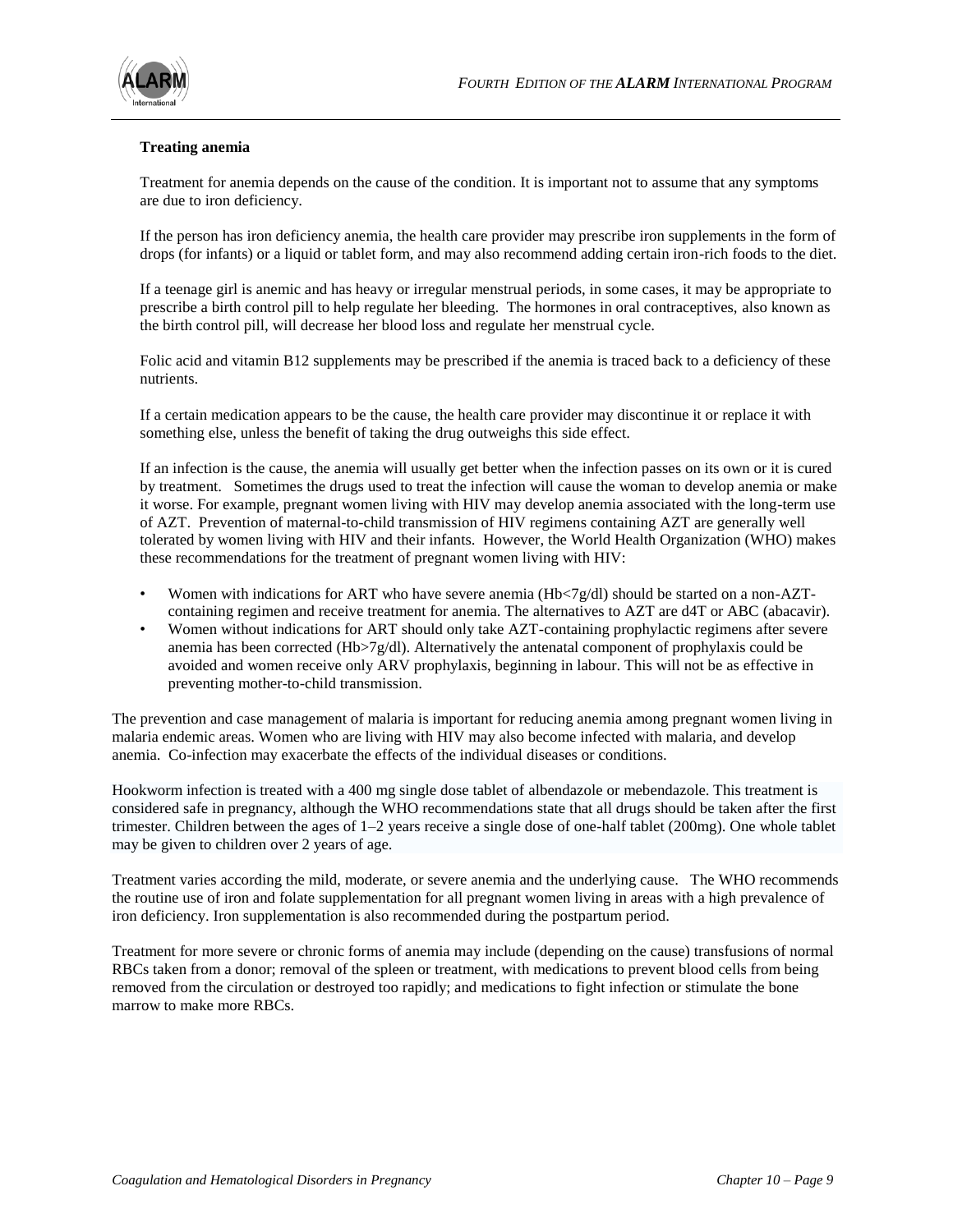**Treating anemia**

Treatment for anemia depends on the cause of the condition. It is important not to assume that any symptoms are due to iron deficiency.

If the person has iron deficiency anemia, the health care provider may prescribe iron supplements in the form of drops (for infants) or a liquid or tablet form, and may also recommend adding certain iron-rich foods to the diet.

If a teenage girl is anemic and has heavy or irregular menstrual periods, in some cases, it may be appropriate to prescribe a birth control pill to help regulate her bleeding. The hormones in oral contraceptives, also known as the birth control pill, will decrease her blood loss and regulate her menstrual cycle.

Folic acid and vitamin B12 supplements may be prescribed if the anemia is traced back to a deficiency of these nutrients.

If a certain medication appears to be the cause, the health care provider may discontinue it or replace it with something else, unless the benefit of taking the drug outweighs this side effect.

If an infection is the cause, the anemia will usually get better when the infection passes on its own or it is cured by treatment. Sometimes the drugs used to treat the infection will cause the woman to develop anemia or make it worse. For example, pregnant women living with HIV may develop anemia associated with the long-term use of AZT. Prevention of maternal-to-child transmission of HIV regimens containing AZT are generally well tolerated by women living with HIV and their infants. However, the World Health Organization (WHO) makes these recommendations for the treatment of pregnant women living with HIV:

- Women with indications for ART who have severe anemia (Hb<7g/dl) should be started on a non-AZT-containing regimen and receive treatment for anemia. The alternatives to AZT are d4T or ABC (abacavir).
- Women without indications for ART should only take AZT-containing prophylactic regimens after severe anemia has been corrected (Hb>7g/dl). Alternatively the antenatal component of prophylaxis could be avoided and women receive only ARV prophylaxis, beginning in labour. This will not be as effective in preventing mother-to-child transmission.

The prevention and case management of malaria is important for reducing anemia among pregnant women living in malaria endemic areas. Women who are living with HIV may also become infected with malaria, and develop anemia. Co-infection may exacerbate the effects of the individual diseases or conditions.

Hookworm infection is treated with a 400 mg single dose tablet of albendazole or mebendazole. This treatment is considered safe in pregnancy, although the WHO recommendations state that all drugs should be taken after the first trimester. Children between the ages of 1–2 years receive a single dose of one-half tablet (200mg). One whole tablet may be given to children over 2 years of age.

Treatment varies according the mild, moderate, or severe anemia and the underlying cause. The WHO recommends the routine use of iron and folate supplementation for all pregnant women living in areas with a high prevalence of iron deficiency. Iron supplementation is also recommended during the postpartum period.

Treatment for more severe or chronic forms of anemia may include (depending on the cause) transfusions of normal RBCs taken from a donor; removal of the spleen or treatment, with medications to prevent blood cells from being removed from the circulation or destroyed too rapidly; and medications to fight infection or stimulate the bone marrow to make more RBCs.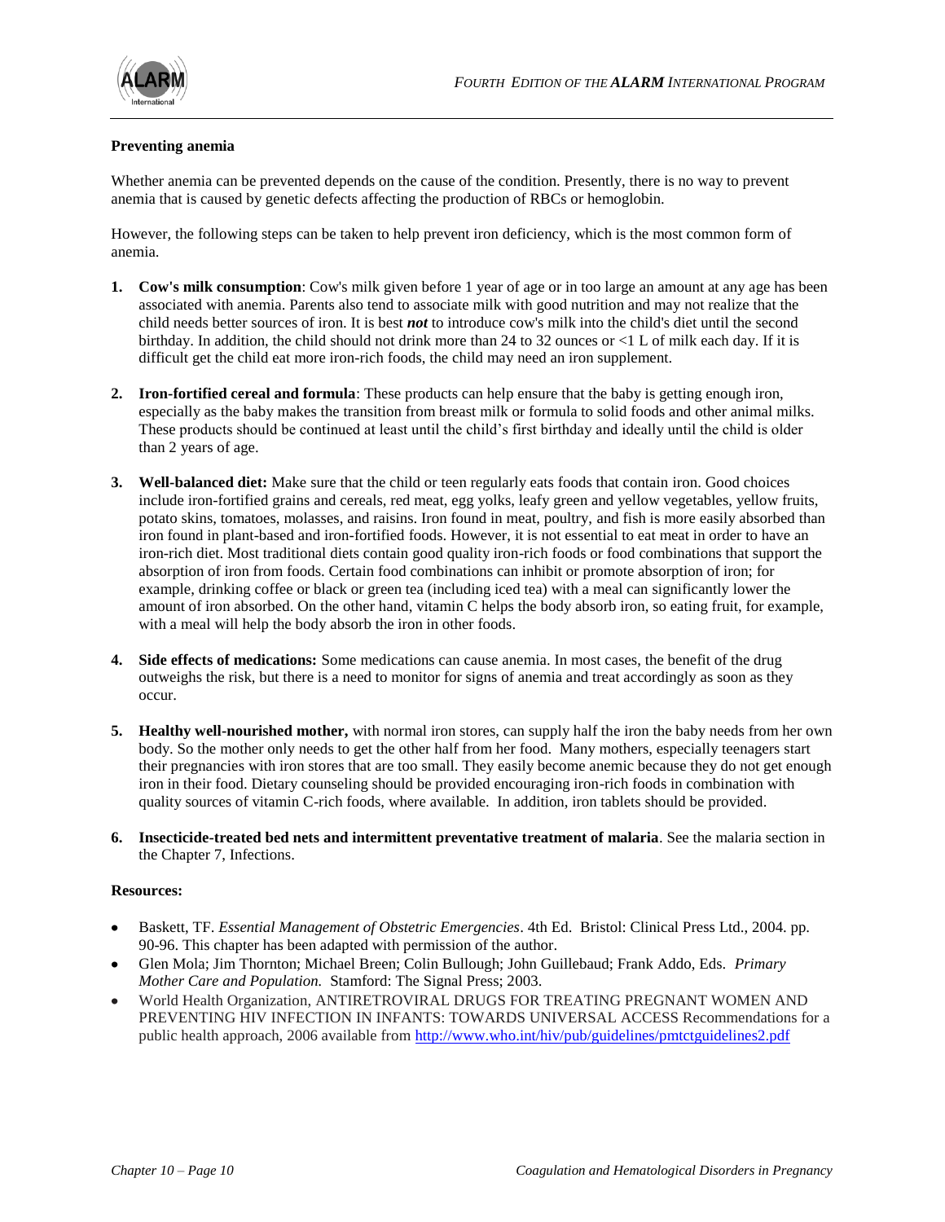**Preventing anemia**

Whether anemia can be prevented depends on the cause of the condition. Presently, there is no way to prevent anemia that is caused by genetic defects affecting the production of RBCs or hemoglobin.

However, the following steps can be taken to help prevent iron deficiency, which is the most common form of anemia.

1. **Cow's milk consumption**: Cow's milk given before 1 year of age or in too large an amount at any age has been associated with anemia. Parents also tend to associate milk with good nutrition and may not realize that the child needs better sources of iron. It is best ***not*** to introduce cow's milk into the child's diet until the second birthday. In addition, the child should not drink more than 24 to 32 ounces or <1 L of milk each day. If it is difficult get the child eat more iron-rich foods, the child may need an iron supplement.

2. **Iron-fortified cereal and formula**: These products can help ensure that the baby is getting enough iron, especially as the baby makes the transition from breast milk or formula to solid foods and other animal milks. These products should be continued at least until the child's first birthday and ideally until the child is older than 2 years of age.

3. **Well-balanced diet:** Make sure that the child or teen regularly eats foods that contain iron. Good choices include iron-fortified grains and cereals, red meat, egg yolks, leafy green and yellow vegetables, yellow fruits, potato skins, tomatoes, molasses, and raisins. Iron found in meat, poultry, and fish is more easily absorbed than iron found in plant-based and iron-fortified foods. However, it is not essential to eat meat in order to have an iron-rich diet. Most traditional diets contain good quality iron-rich foods or food combinations that support the absorption of iron from foods. Certain food combinations can inhibit or promote absorption of iron; for example, drinking coffee or black or green tea (including iced tea) with a meal can significantly lower the amount of iron absorbed. On the other hand, vitamin C helps the body absorb iron, so eating fruit, for example, with a meal will help the body absorb the iron in other foods.

4. **Side effects of medications:** Some medications can cause anemia. In most cases, the benefit of the drug outweighs the risk, but there is a need to monitor for signs of anemia and treat accordingly as soon as they occur.

5. **Healthy well-nourished mother,** with normal iron stores, can supply half the iron the baby needs from her own body. So the mother only needs to get the other half from her food. Many mothers, especially teenagers start their pregnancies with iron stores that are too small. They easily become anemic because they do not get enough iron in their food. Dietary counseling should be provided encouraging iron-rich foods in combination with quality sources of vitamin C-rich foods, where available. In addition, iron tablets should be provided.

6. **Insecticide-treated bed nets and intermittent preventative treatment of malaria**. See the malaria section in the Chapter 7, Infections.

**Resources:**

- Baskett, TF. *Essential Management of Obstetric Emergencies*. 4th Ed. Bristol: Clinical Press Ltd., 2004. pp. 90-96. This chapter has been adapted with permission of the author.
- Glen Mola; Jim Thornton; Michael Breen; Colin Bullough; John Guillebaud; Frank Addo, Eds. *Primary Mother Care and Population.* Stamford: The Signal Press; 2003.
- World Health Organization, ANTIRETROVIRAL DRUGS FOR TREATING PREGNANT WOMEN AND PREVENTING HIV INFECTION IN INFANTS: TOWARDS UNIVERSAL ACCESS Recommendations for a public health approach, 2006 available from http://www.who.int/hiv/pub/guidelines/pmtctguidelines2.pdf